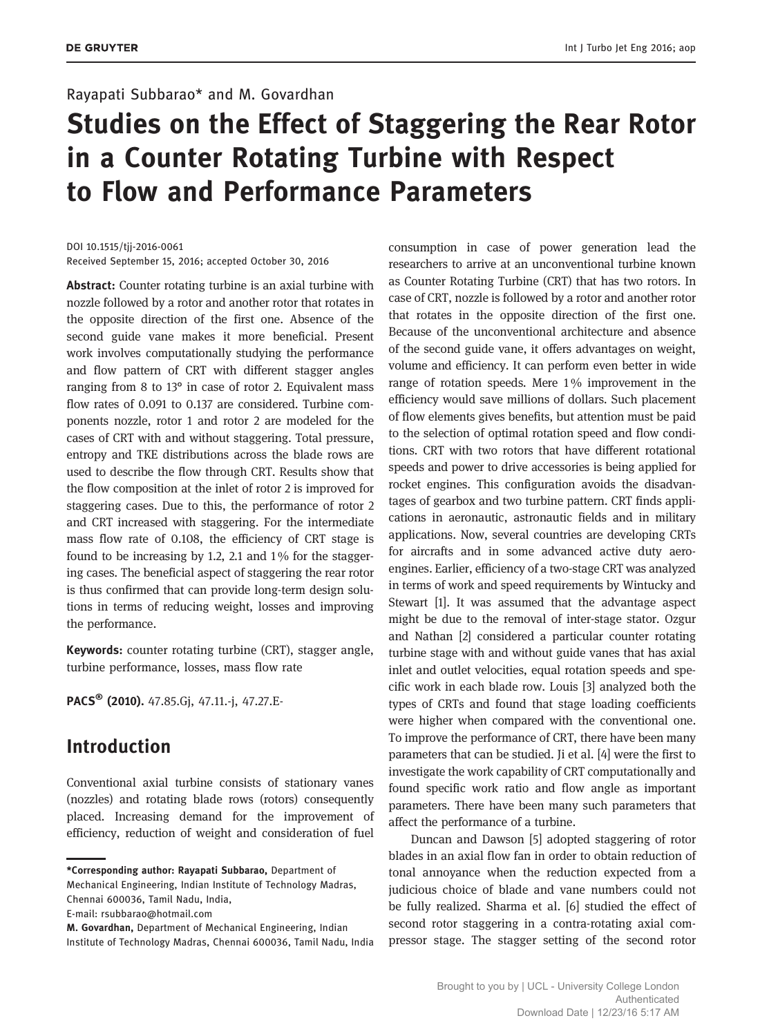Rayapati Subbarao* and M. Govardhan

# Studies on the Effect of Staggering the Rear Rotor in a Counter Rotating Turbine with Respect to Flow and Performance Parameters

DOI 10.1515/tjj-2016-0061
Received September 15, 2016; accepted October 30, 2016

**Abstract:** Counter rotating turbine is an axial turbine with nozzle followed by a rotor and another rotor that rotates in the opposite direction of the first one. Absence of the second guide vane makes it more beneficial. Present work involves computationally studying the performance and flow pattern of CRT with different stagger angles ranging from 8 to 13° in case of rotor 2. Equivalent mass flow rates of 0.091 to 0.137 are considered. Turbine components nozzle, rotor 1 and rotor 2 are modeled for the cases of CRT with and without staggering. Total pressure, entropy and TKE distributions across the blade rows are used to describe the flow through CRT. Results show that the flow composition at the inlet of rotor 2 is improved for staggering cases. Due to this, the performance of rotor 2 and CRT increased with staggering. For the intermediate mass flow rate of 0.108, the efficiency of CRT stage is found to be increasing by 1.2, 2.1 and 1% for the staggering cases. The beneficial aspect of staggering the rear rotor is thus confirmed that can provide long-term design solutions in terms of reducing weight, losses and improving the performance.

**Keywords:** counter rotating turbine (CRT), stagger angle, turbine performance, losses, mass flow rate

**PACS® (2010).** 47.85.Gj, 47.11.-j, 47.27.E-

## Introduction

Conventional axial turbine consists of stationary vanes (nozzles) and rotating blade rows (rotors) consequently placed. Increasing demand for the improvement of efficiency, reduction of weight and consideration of fuel consumption in case of power generation lead the researchers to arrive at an unconventional turbine known as Counter Rotating Turbine (CRT) that has two rotors. In case of CRT, nozzle is followed by a rotor and another rotor that rotates in the opposite direction of the first one. Because of the unconventional architecture and absence of the second guide vane, it offers advantages on weight, volume and efficiency. It can perform even better in wide range of rotation speeds. Mere 1% improvement in the efficiency would save millions of dollars. Such placement of flow elements gives benefits, but attention must be paid to the selection of optimal rotation speed and flow conditions. CRT with two rotors that have different rotational speeds and power to drive accessories is being applied for rocket engines. This configuration avoids the disadvantages of gearbox and two turbine pattern. CRT finds applications in aeronautic, astronautic fields and in military applications. Now, several countries are developing CRTs for aircrafts and in some advanced active duty aero-engines. Earlier, efficiency of a two-stage CRT was analyzed in terms of work and speed requirements by Wintucky and Stewart [1]. It was assumed that the advantage aspect might be due to the removal of inter-stage stator. Ozgur and Nathan [2] considered a particular counter rotating turbine stage with and without guide vanes that has axial inlet and outlet velocities, equal rotation speeds and specific work in each blade row. Louis [3] analyzed both the types of CRTs and found that stage loading coefficients were higher when compared with the conventional one. To improve the performance of CRT, there have been many parameters that can be studied. Ji et al. [4] were the first to investigate the work capability of CRT computationally and found specific work ratio and flow angle as important parameters. There have been many such parameters that affect the performance of a turbine.

Duncan and Dawson [5] adopted staggering of rotor blades in an axial flow fan in order to obtain reduction of tonal annoyance when the reduction expected from a judicious choice of blade and vane numbers could not be fully realized. Sharma et al. [6] studied the effect of second rotor staggering in a contra-rotating axial compressor stage. The stagger setting of the second rotor

---

***Corresponding author: Rayapati Subbarao,** Department of Mechanical Engineering, Indian Institute of Technology Madras, Chennai 600036, Tamil Nadu, India,
E-mail: rsubbarao@hotmail.com
**M. Govardhan,** Department of Mechanical Engineering, Indian Institute of Technology Madras, Chennai 600036, Tamil Nadu, India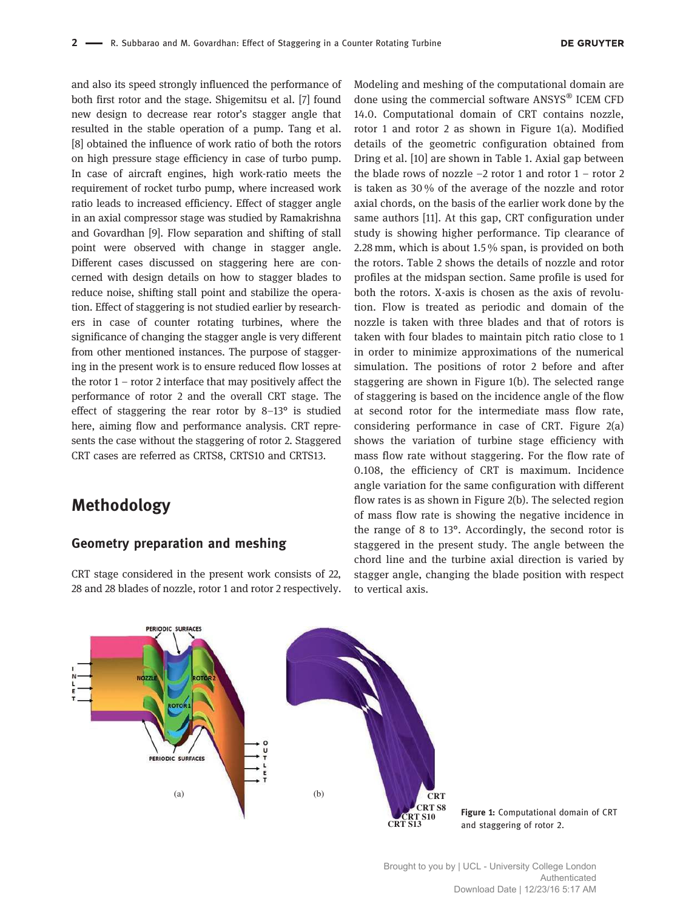and also its speed strongly influenced the performance of both first rotor and the stage. Shigemitsu et al. [7] found new design to decrease rear rotor's stagger angle that resulted in the stable operation of a pump. Tang et al. [8] obtained the influence of work ratio of both the rotors on high pressure stage efficiency in case of turbo pump. In case of aircraft engines, high work-ratio meets the requirement of rocket turbo pump, where increased work ratio leads to increased efficiency. Effect of stagger angle in an axial compressor stage was studied by Ramakrishna and Govardhan [9]. Flow separation and shifting of stall point were observed with change in stagger angle. Different cases discussed on staggering here are concerned with design details on how to stagger blades to reduce noise, shifting stall point and stabilize the operation. Effect of staggering is not studied earlier by researchers in case of counter rotating turbines, where the significance of changing the stagger angle is very different from other mentioned instances. The purpose of staggering in the present work is to ensure reduced flow losses at the rotor 1 – rotor 2 interface that may positively affect the performance of rotor 2 and the overall CRT stage. The effect of staggering the rear rotor by 8–13° is studied here, aiming flow and performance analysis. CRT represents the case without the staggering of rotor 2. Staggered CRT cases are referred as CRTS8, CRTS10 and CRTS13.

## Methodology

### Geometry preparation and meshing

CRT stage considered in the present work consists of 22, 28 and 28 blades of nozzle, rotor 1 and rotor 2 respectively. Modeling and meshing of the computational domain are done using the commercial software ANSYS® ICEM CFD 14.0. Computational domain of CRT contains nozzle, rotor 1 and rotor 2 as shown in Figure 1(a). Modified details of the geometric configuration obtained from Dring et al. [10] are shown in Table 1. Axial gap between the blade rows of nozzle –2 rotor 1 and rotor 1 – rotor 2 is taken as 30 % of the average of the nozzle and rotor axial chords, on the basis of the earlier work done by the same authors [11]. At this gap, CRT configuration under study is showing higher performance. Tip clearance of 2.28 mm, which is about 1.5 % span, is provided on both the rotors. Table 2 shows the details of nozzle and rotor profiles at the midspan section. Same profile is used for both the rotors. X-axis is chosen as the axis of revolution. Flow is treated as periodic and domain of the nozzle is taken with three blades and that of rotors is taken with four blades to maintain pitch ratio close to 1 in order to minimize approximations of the numerical simulation. The positions of rotor 2 before and after staggering are shown in Figure 1(b). The selected range of staggering is based on the incidence angle of the flow at second rotor for the intermediate mass flow rate, considering performance in case of CRT. Figure 2(a) shows the variation of turbine stage efficiency with mass flow rate without staggering. For the flow rate of 0.108, the efficiency of CRT is maximum. Incidence angle variation for the same configuration with different flow rates is as shown in Figure 2(b). The selected region of mass flow rate is showing the negative incidence in the range of 8 to 13°. Accordingly, the second rotor is staggered in the present study. The angle between the chord line and the turbine axial direction is varied by stagger angle, changing the blade position with respect to vertical axis.

Figure 1: Computational domain of CRT and staggering of rotor 2.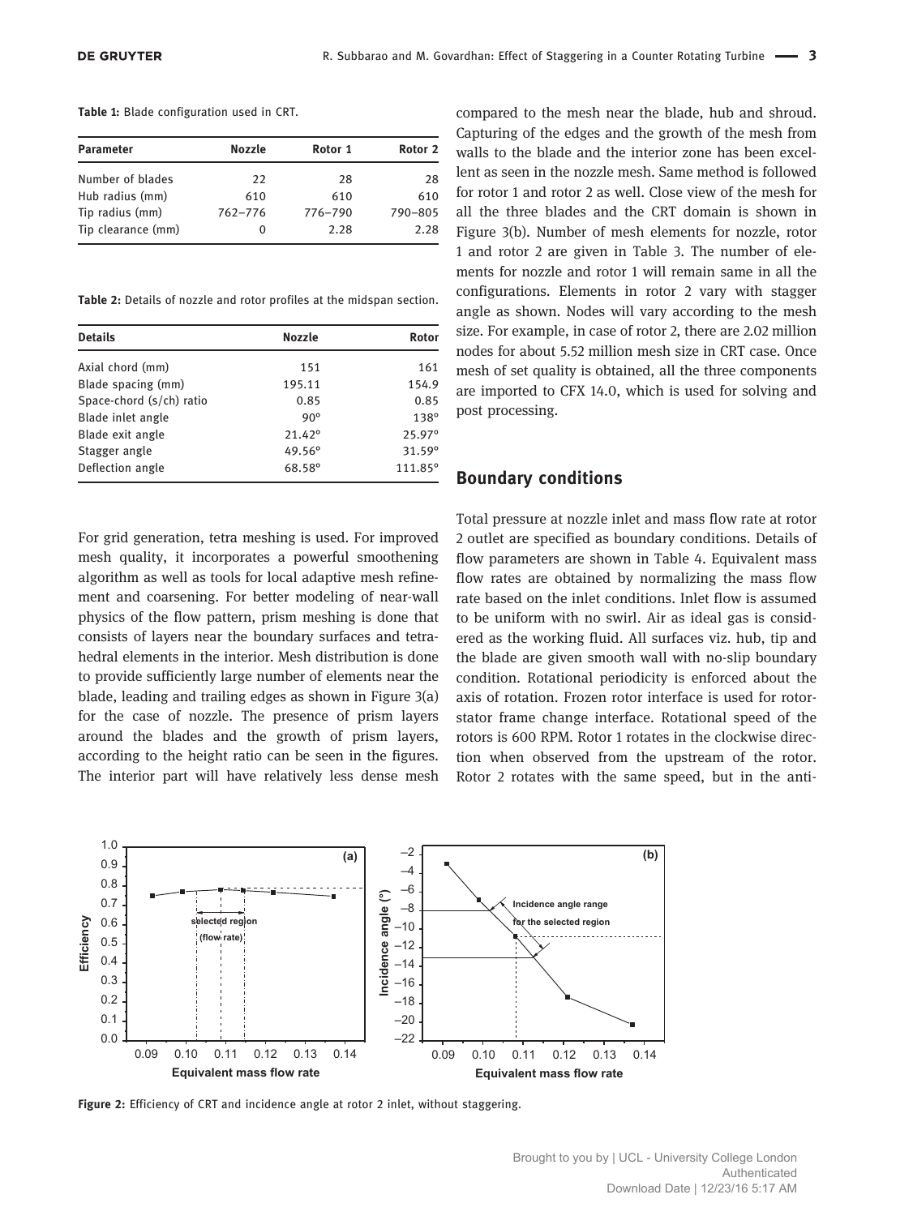**Table 1:** Blade configuration used in CRT.

| Parameter | Nozzle | Rotor 1 | Rotor 2 |
|---|---|---|---|
| Number of blades | 22 | 28 | 28 |
| Hub radius (mm) | 610 | 610 | 610 |
| Tip radius (mm) | 762–776 | 776–790 | 790–805 |
| Tip clearance (mm) | 0 | 2.28 | 2.28 |

**Table 2:** Details of nozzle and rotor profiles at the midspan section.

| Details | Nozzle | Rotor |
|---|---|---|
| Axial chord (mm) | 151 | 161 |
| Blade spacing (mm) | 195.11 | 154.9 |
| Space-chord (s/ch) ratio | 0.85 | 0.85 |
| Blade inlet angle | 90° | 138° |
| Blade exit angle | 21.42° | 25.97° |
| Stagger angle | 49.56° | 31.59° |
| Deflection angle | 68.58° | 111.85° |

For grid generation, tetra meshing is used. For improved mesh quality, it incorporates a powerful smoothening algorithm as well as tools for local adaptive mesh refinement and coarsening. For better modeling of near-wall physics of the flow pattern, prism meshing is done that consists of layers near the boundary surfaces and tetrahedral elements in the interior. Mesh distribution is done to provide sufficiently large number of elements near the blade, leading and trailing edges as shown in Figure 3(a) for the case of nozzle. The presence of prism layers around the blades and the growth of prism layers, according to the height ratio can be seen in the figures. The interior part will have relatively less dense mesh compared to the mesh near the blade, hub and shroud. Capturing of the edges and the growth of the mesh from walls to the blade and the interior zone has been excellent as seen in the nozzle mesh. Same method is followed for rotor 1 and rotor 2 as well. Close view of the mesh for all the three blades and the CRT domain is shown in Figure 3(b). Number of mesh elements for nozzle, rotor 1 and rotor 2 are given in Table 3. The number of elements for nozzle and rotor 1 will remain same in all the configurations. Elements in rotor 2 vary with stagger angle as shown. Nodes will vary according to the mesh size. For example, in case of rotor 2, there are 2.02 million nodes for about 5.52 million mesh size in CRT case. Once mesh of set quality is obtained, all the three components are imported to CFX 14.0, which is used for solving and post processing.

## Boundary conditions

Total pressure at nozzle inlet and mass flow rate at rotor 2 outlet are specified as boundary conditions. Details of flow parameters are shown in Table 4. Equivalent mass flow rates are obtained by normalizing the mass flow rate based on the inlet conditions. Inlet flow is assumed to be uniform with no swirl. Air as ideal gas is considered as the working fluid. All surfaces viz. hub, tip and the blade are given smooth wall with no-slip boundary condition. Rotational periodicity is enforced about the axis of rotation. Frozen rotor interface is used for rotor-stator frame change interface. Rotational speed of the rotors is 600 RPM. Rotor 1 rotates in the clockwise direction when observed from the upstream of the rotor. Rotor 2 rotates with the same speed, but in the anti-

**Figure 2:** Efficiency of CRT and incidence angle at rotor 2 inlet, without staggering.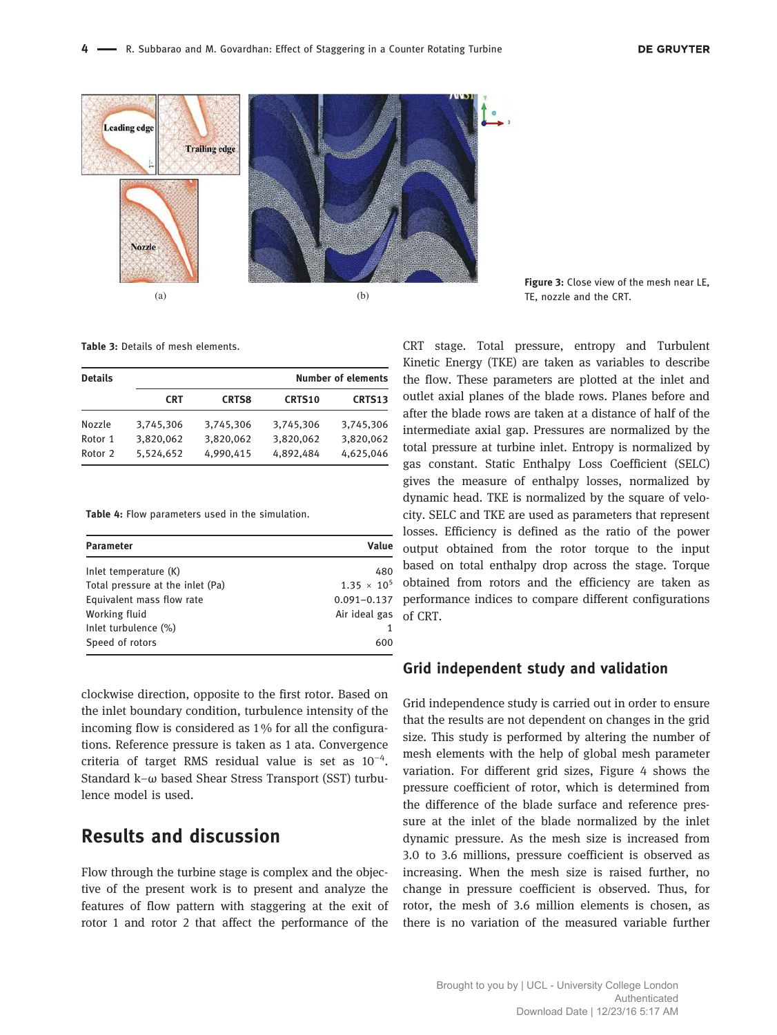Leading edge

Trailing edge

Nozzle

(a)

(b)

**Figure 3:** Close view of the mesh near LE, TE, nozzle and the CRT.

**Table 3:** Details of mesh elements.

| Details | Number of elements | | | |
|---|---|---|---|---|
| | CRT | CRTS8 | CRTS10 | CRTS13 |
| Nozzle | 3,745,306 | 3,745,306 | 3,745,306 | 3,745,306 |
| Rotor 1 | 3,820,062 | 3,820,062 | 3,820,062 | 3,820,062 |
| Rotor 2 | 5,524,652 | 4,990,415 | 4,892,484 | 4,625,046 |

**Table 4:** Flow parameters used in the simulation.

| Parameter | Value |
|---|---|
| Inlet temperature (K) | 480 |
| Total pressure at the inlet (Pa) | $1.35 \times 10^5$ |
| Equivalent mass flow rate | 0.091–0.137 |
| Working fluid | Air ideal gas |
| Inlet turbulence (%) | 1 |
| Speed of rotors | 600 |

clockwise direction, opposite to the first rotor. Based on the inlet boundary condition, turbulence intensity of the incoming flow is considered as 1% for all the configurations. Reference pressure is taken as 1 ata. Convergence criteria of target RMS residual value is set as $10^{-4}$. Standard k–ω based Shear Stress Transport (SST) turbulence model is used.

## Results and discussion

Flow through the turbine stage is complex and the objective of the present work is to present and analyze the features of flow pattern with staggering at the exit of rotor 1 and rotor 2 that affect the performance of the CRT stage. Total pressure, entropy and Turbulent Kinetic Energy (TKE) are taken as variables to describe the flow. These parameters are plotted at the inlet and outlet axial planes of the blade rows. Planes before and after the blade rows are taken at a distance of half of the intermediate axial gap. Pressures are normalized by the total pressure at turbine inlet. Entropy is normalized by gas constant. Static Enthalpy Loss Coefficient (SELC) gives the measure of enthalpy losses, normalized by dynamic head. TKE is normalized by the square of velocity. SELC and TKE are used as parameters that represent losses. Efficiency is defined as the ratio of the power output obtained from the rotor torque to the input based on total enthalpy drop across the stage. Torque obtained from rotors and the efficiency are taken as performance indices to compare different configurations of CRT.

### Grid independent study and validation

Grid independence study is carried out in order to ensure that the results are not dependent on changes in the grid size. This study is performed by altering the number of mesh elements with the help of global mesh parameter variation. For different grid sizes, Figure 4 shows the pressure coefficient of rotor, which is determined from the difference of the blade surface and reference pressure at the inlet of the blade normalized by the inlet dynamic pressure. As the mesh size is increased from 3.0 to 3.6 millions, pressure coefficient is observed as increasing. When the mesh size is raised further, no change in pressure coefficient is observed. Thus, for rotor, the mesh of 3.6 million elements is chosen, as there is no variation of the measured variable further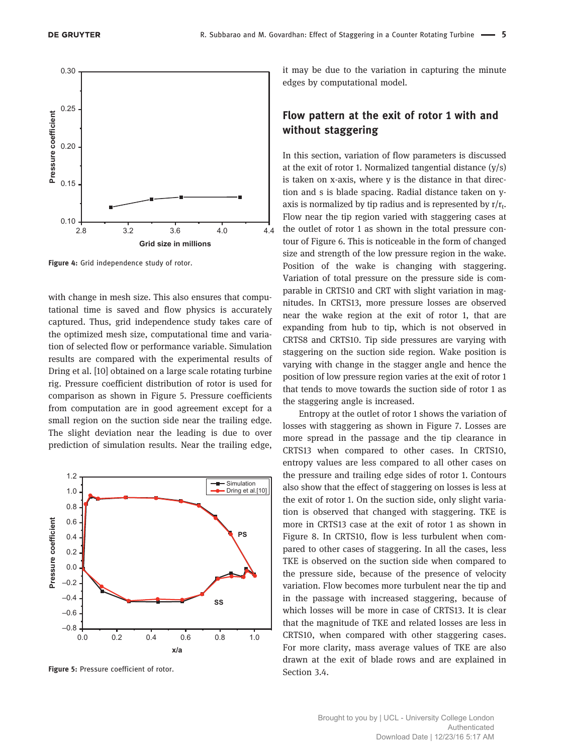Figure 4: Grid independence study of rotor.

with change in mesh size. This also ensures that computational time is saved and flow physics is accurately captured. Thus, grid independence study takes care of the optimized mesh size, computational time and variation of selected flow or performance variable. Simulation results are compared with the experimental results of Dring et al. [10] obtained on a large scale rotating turbine rig. Pressure coefficient distribution of rotor is used for comparison as shown in Figure 5. Pressure coefficients from computation are in good agreement except for a small region on the suction side near the trailing edge. The slight deviation near the leading is due to over prediction of simulation results. Near the trailing edge, it may be due to the variation in capturing the minute edges by computational model.

Figure 5: Pressure coefficient of rotor.

## Flow pattern at the exit of rotor 1 with and without staggering

In this section, variation of flow parameters is discussed at the exit of rotor 1. Normalized tangential distance (y/s) is taken on x-axis, where y is the distance in that direction and s is blade spacing. Radial distance taken on y-axis is normalized by tip radius and is represented by $r/r_t$. Flow near the tip region varied with staggering cases at the outlet of rotor 1 as shown in the total pressure contour of Figure 6. This is noticeable in the form of changed size and strength of the low pressure region in the wake. Position of the wake is changing with staggering. Variation of total pressure on the pressure side is comparable in CRTS10 and CRT with slight variation in magnitudes. In CRTS13, more pressure losses are observed near the wake region at the exit of rotor 1, that are expanding from hub to tip, which is not observed in CRTS8 and CRTS10. Tip side pressures are varying with staggering on the suction side region. Wake position is varying with change in the stagger angle and hence the position of low pressure region varies at the exit of rotor 1 that tends to move towards the suction side of rotor 1 as the staggering angle is increased.

Entropy at the outlet of rotor 1 shows the variation of losses with staggering as shown in Figure 7. Losses are more spread in the passage and the tip clearance in CRTS13 when compared to other cases. In CRTS10, entropy values are less compared to all other cases on the pressure and trailing edge sides of rotor 1. Contours also show that the effect of staggering on losses is less at the exit of rotor 1. On the suction side, only slight variation is observed that changed with staggering. TKE is more in CRTS13 case at the exit of rotor 1 as shown in Figure 8. In CRTS10, flow is less turbulent when compared to other cases of staggering. In all the cases, less TKE is observed on the suction side when compared to the pressure side, because of the presence of velocity variation. Flow becomes more turbulent near the tip and in the passage with increased staggering, because of which losses will be more in case of CRTS13. It is clear that the magnitude of TKE and related losses are less in CRTS10, when compared with other staggering cases. For more clarity, mass average values of TKE are also drawn at the exit of blade rows and are explained in Section 3.4.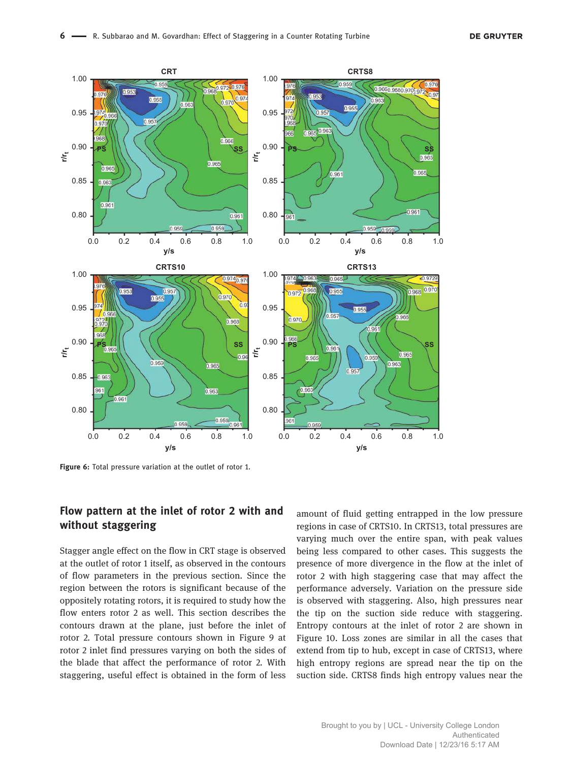Figure 6: Total pressure variation at the outlet of rotor 1.

## Flow pattern at the inlet of rotor 2 with and without staggering

Stagger angle effect on the flow in CRT stage is observed at the outlet of rotor 1 itself, as observed in the contours of flow parameters in the previous section. Since the region between the rotors is significant because of the oppositely rotating rotors, it is required to study how the flow enters rotor 2 as well. This section describes the contours drawn at the plane, just before the inlet of rotor 2. Total pressure contours shown in Figure 9 at rotor 2 inlet find pressures varying on both the sides of the blade that affect the performance of rotor 2. With staggering, useful effect is obtained in the form of less amount of fluid getting entrapped in the low pressure regions in case of CRTS10. In CRTS13, total pressures are varying much over the entire span, with peak values being less compared to other cases. This suggests the presence of more divergence in the flow at the inlet of rotor 2 with high staggering case that may affect the performance adversely. Variation on the pressure side is observed with staggering. Also, high pressures near the tip on the suction side reduce with staggering. Entropy contours at the inlet of rotor 2 are shown in Figure 10. Loss zones are similar in all the cases that extend from tip to hub, except in case of CRTS13, where high entropy regions are spread near the tip on the suction side. CRTS8 finds high entropy values near the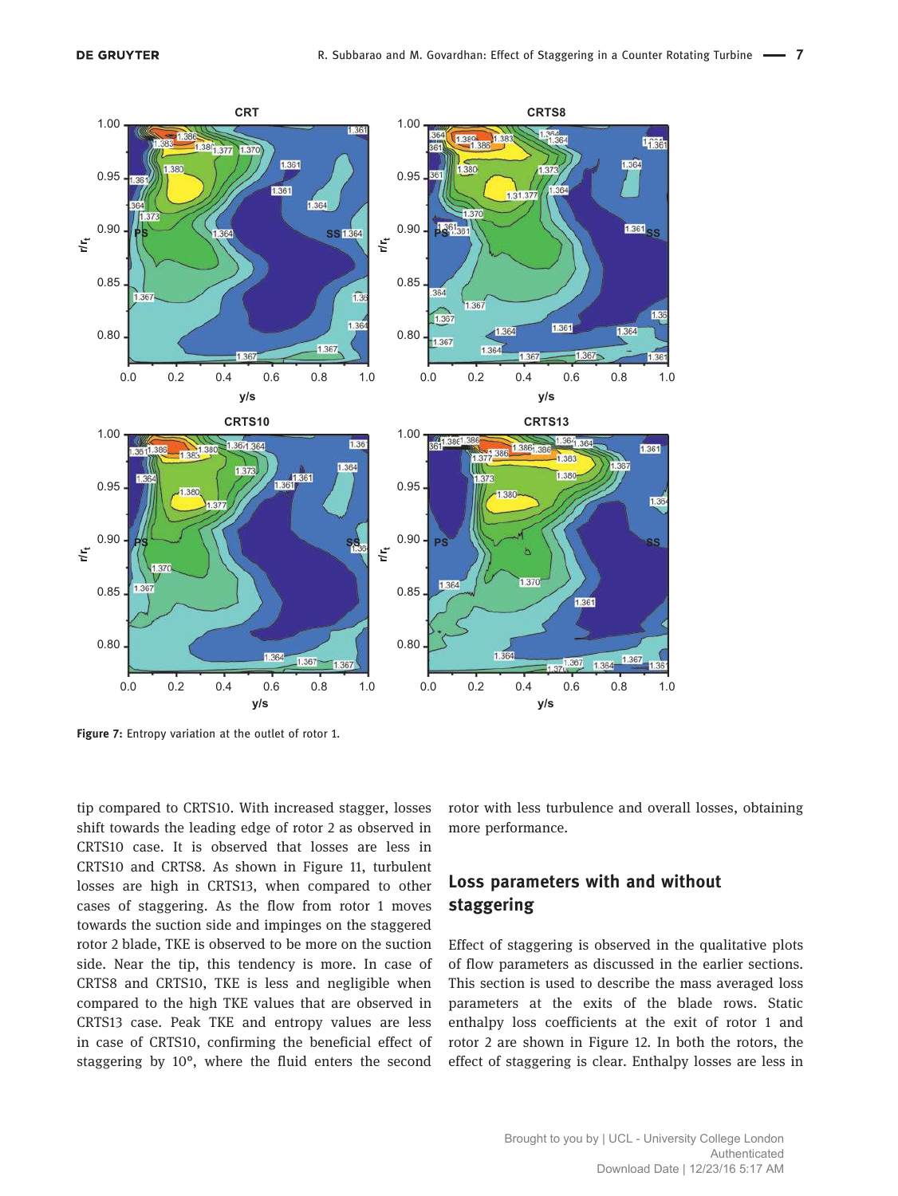Figure 7: Entropy variation at the outlet of rotor 1.

tip compared to CRTS10. With increased stagger, losses shift towards the leading edge of rotor 2 as observed in CRTS10 case. It is observed that losses are less in CRTS10 and CRTS8. As shown in Figure 11, turbulent losses are high in CRTS13, when compared to other cases of staggering. As the flow from rotor 1 moves towards the suction side and impinges on the staggered rotor 2 blade, TKE is observed to be more on the suction side. Near the tip, this tendency is more. In case of CRTS8 and CRTS10, TKE is less and negligible when compared to the high TKE values that are observed in CRTS13 case. Peak TKE and entropy values are less in case of CRTS10, confirming the beneficial effect of staggering by 10°, where the fluid enters the second rotor with less turbulence and overall losses, obtaining more performance.

## Loss parameters with and without staggering

Effect of staggering is observed in the qualitative plots of flow parameters as discussed in the earlier sections. This section is used to describe the mass averaged loss parameters at the exits of the blade rows. Static enthalpy loss coefficients at the exit of rotor 1 and rotor 2 are shown in Figure 12. In both the rotors, the effect of staggering is clear. Enthalpy losses are less in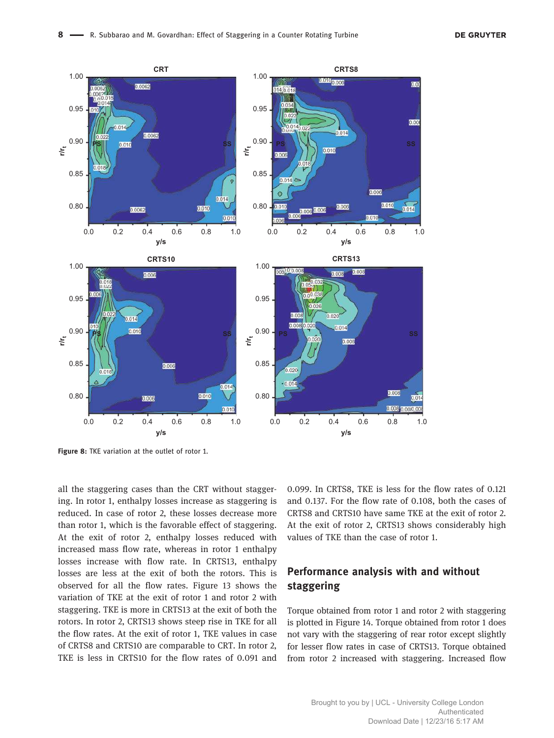Figure 8: TKE variation at the outlet of rotor 1.

all the staggering cases than the CRT without staggering. In rotor 1, enthalpy losses increase as staggering is reduced. In case of rotor 2, these losses decrease more than rotor 1, which is the favorable effect of staggering. At the exit of rotor 2, enthalpy losses reduced with increased mass flow rate, whereas in rotor 1 enthalpy losses increase with flow rate. In CRTS13, enthalpy losses are less at the exit of both the rotors. This is observed for all the flow rates. Figure 13 shows the variation of TKE at the exit of rotor 1 and rotor 2 with staggering. TKE is more in CRTS13 at the exit of both the rotors. In rotor 2, CRTS13 shows steep rise in TKE for all the flow rates. At the exit of rotor 1, TKE values in case of CRTS8 and CRTS10 are comparable to CRT. In rotor 2, TKE is less in CRTS10 for the flow rates of 0.091 and 0.099. In CRTS8, TKE is less for the flow rates of 0.121 and 0.137. For the flow rate of 0.108, both the cases of CRTS8 and CRTS10 have same TKE at the exit of rotor 2. At the exit of rotor 2, CRTS13 shows considerably high values of TKE than the case of rotor 1.

## Performance analysis with and without staggering

Torque obtained from rotor 1 and rotor 2 with staggering is plotted in Figure 14. Torque obtained from rotor 1 does not vary with the staggering of rear rotor except slightly for lesser flow rates in case of CRTS13. Torque obtained from rotor 2 increased with staggering. Increased flow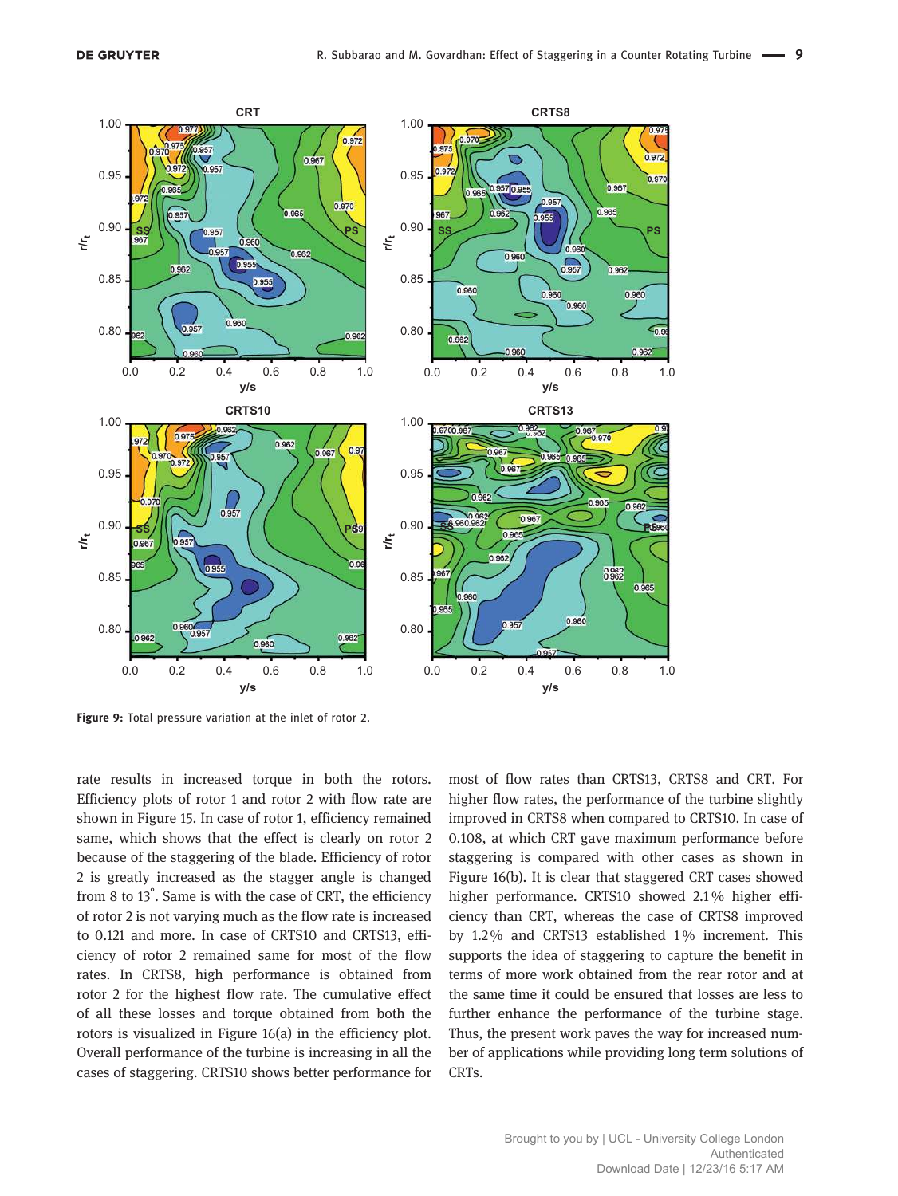Figure 9: Total pressure variation at the inlet of rotor 2.

rate results in increased torque in both the rotors. Efficiency plots of rotor 1 and rotor 2 with flow rate are shown in Figure 15. In case of rotor 1, efficiency remained same, which shows that the effect is clearly on rotor 2 because of the staggering of the blade. Efficiency of rotor 2 is greatly increased as the stagger angle is changed from 8 to 13°. Same is with the case of CRT, the efficiency of rotor 2 is not varying much as the flow rate is increased to 0.121 and more. In case of CRTS10 and CRTS13, efficiency of rotor 2 remained same for most of the flow rates. In CRTS8, high performance is obtained from rotor 2 for the highest flow rate. The cumulative effect of all these losses and torque obtained from both the rotors is visualized in Figure 16(a) in the efficiency plot. Overall performance of the turbine is increasing in all the cases of staggering. CRTS10 shows better performance for most of flow rates than CRTS13, CRTS8 and CRT. For higher flow rates, the performance of the turbine slightly improved in CRTS8 when compared to CRTS10. In case of 0.108, at which CRT gave maximum performance before staggering is compared with other cases as shown in Figure 16(b). It is clear that staggered CRT cases showed higher performance. CRTS10 showed 2.1% higher efficiency than CRT, whereas the case of CRTS8 improved by 1.2% and CRTS13 established 1% increment. This supports the idea of staggering to capture the benefit in terms of more work obtained from the rear rotor and at the same time it could be ensured that losses are less to further enhance the performance of the turbine stage. Thus, the present work paves the way for increased number of applications while providing long term solutions of CRTs.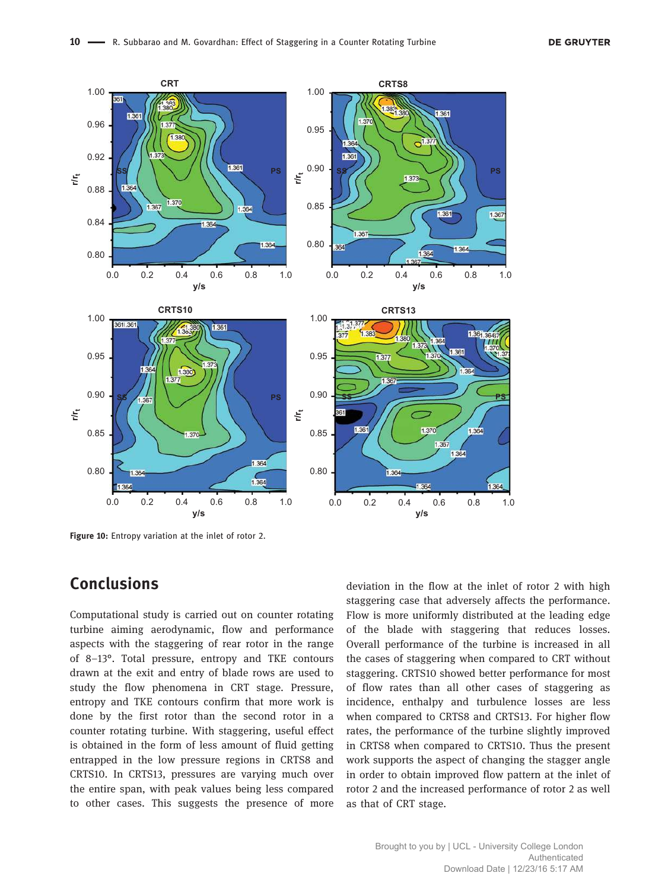Figure 10: Entropy variation at the inlet of rotor 2.

## Conclusions

Computational study is carried out on counter rotating turbine aiming aerodynamic, flow and performance aspects with the staggering of rear rotor in the range of 8–13°. Total pressure, entropy and TKE contours drawn at the exit and entry of blade rows are used to study the flow phenomena in CRT stage. Pressure, entropy and TKE contours confirm that more work is done by the first rotor than the second rotor in a counter rotating turbine. With staggering, useful effect is obtained in the form of less amount of fluid getting entrapped in the low pressure regions in CRTS8 and CRTS10. In CRTS13, pressures are varying much over the entire span, with peak values being less compared to other cases. This suggests the presence of more deviation in the flow at the inlet of rotor 2 with high staggering case that adversely affects the performance. Flow is more uniformly distributed at the leading edge of the blade with staggering that reduces losses. Overall performance of the turbine is increased in all the cases of staggering when compared to CRT without staggering. CRTS10 showed better performance for most of flow rates than all other cases of staggering as incidence, enthalpy and turbulence losses are less when compared to CRTS8 and CRTS13. For higher flow rates, the performance of the turbine slightly improved in CRTS8 when compared to CRTS10. Thus the present work supports the aspect of changing the stagger angle in order to obtain improved flow pattern at the inlet of rotor 2 and the increased performance of rotor 2 as well as that of CRT stage.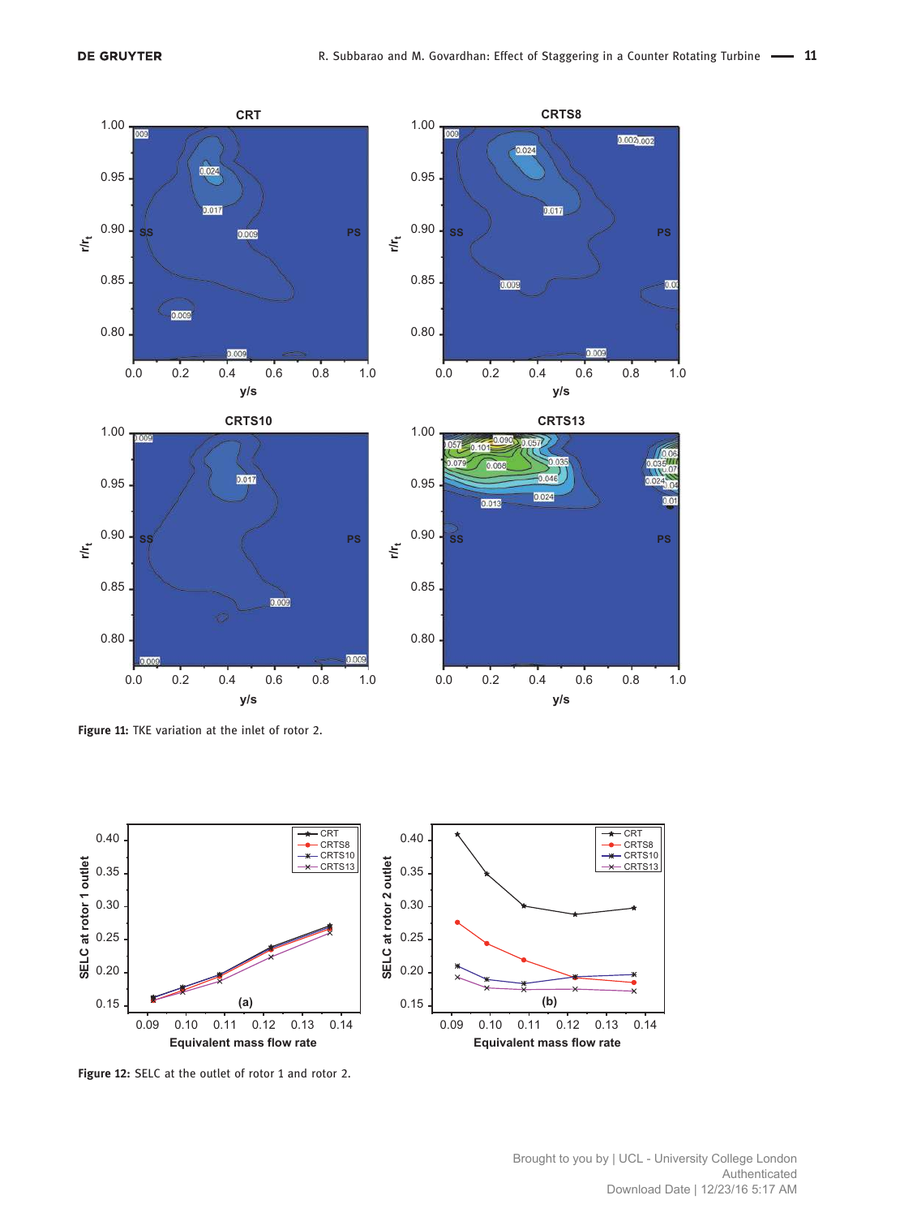**Figure 11:** TKE variation at the inlet of rotor 2.

**Figure 12:** SELC at the outlet of rotor 1 and rotor 2.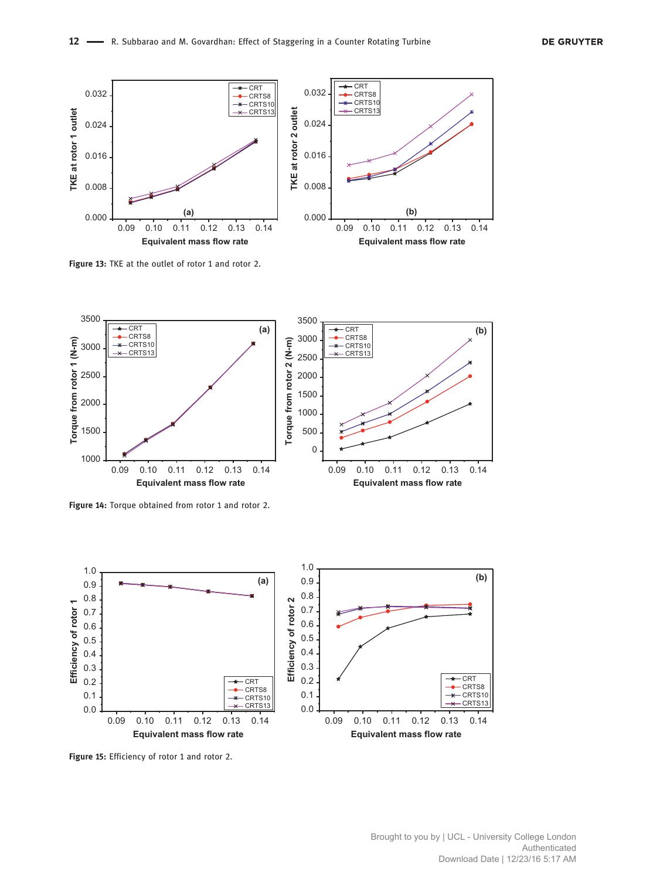Figure 13: TKE at the outlet of rotor 1 and rotor 2.

Figure 14: Torque obtained from rotor 1 and rotor 2.

Figure 15: Efficiency of rotor 1 and rotor 2.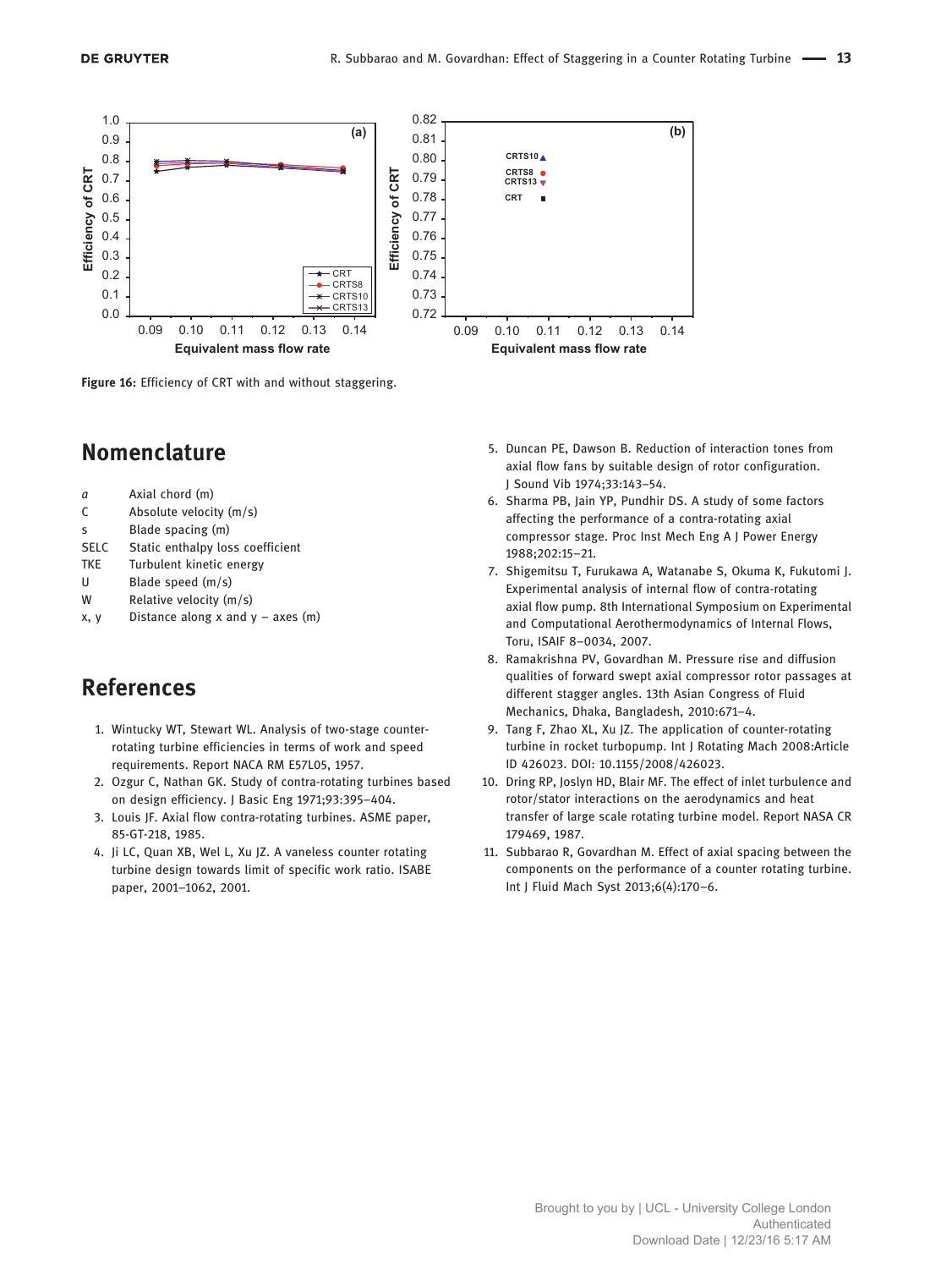(a)

Efficiency of CRT

1.0
0.9
0.8
0.7
0.6
0.5
0.4
0.3
0.2
0.1
0.0

0.09 0.10 0.11 0.12 0.13 0.14

Equivalent mass flow rate

CRT
CRTS8
CRTS10
CRTS13

(b)

Efficiency of CRT

0.82
0.81
0.80
0.79
0.78
0.77
0.76
0.75
0.74
0.73
0.72

0.09 0.10 0.11 0.12 0.13 0.14

Equivalent mass flow rate

CRTS10
CRTS8
CRTS13
CRT

**Figure 16:** Efficiency of CRT with and without staggering.

## Nomenclature

| | |
|---|---|
| $a$ | Axial chord (m) |
| C | Absolute velocity (m/s) |
| s | Blade spacing (m) |
| SELC | Static enthalpy loss coefficient |
| TKE | Turbulent kinetic energy |
| U | Blade speed (m/s) |
| W | Relative velocity (m/s) |
| x, y | Distance along x and y – axes (m) |

## References

1. Wintucky WT, Stewart WL. Analysis of two-stage counter-rotating turbine efficiencies in terms of work and speed requirements. Report NACA RM E57L05, 1957.
2. Ozgur C, Nathan GK. Study of contra-rotating turbines based on design efficiency. J Basic Eng 1971;93:395–404.
3. Louis JF. Axial flow contra-rotating turbines. ASME paper, 85-GT-218, 1985.
4. Ji LC, Quan XB, Wel L, Xu JZ. A vaneless counter rotating turbine design towards limit of specific work ratio. ISABE paper, 2001–1062, 2001.
5. Duncan PE, Dawson B. Reduction of interaction tones from axial flow fans by suitable design of rotor configuration. J Sound Vib 1974;33:143–54.
6. Sharma PB, Jain YP, Pundhir DS. A study of some factors affecting the performance of a contra-rotating axial compressor stage. Proc Inst Mech Eng A J Power Energy 1988;202:15–21.
7. Shigemitsu T, Furukawa A, Watanabe S, Okuma K, Fukutomi J. Experimental analysis of internal flow of contra-rotating axial flow pump. 8th International Symposium on Experimental and Computational Aerothermodynamics of Internal Flows, Toru, ISAIF 8–0034, 2007.
8. Ramakrishna PV, Govardhan M. Pressure rise and diffusion qualities of forward swept axial compressor rotor passages at different stagger angles. 13th Asian Congress of Fluid Mechanics, Dhaka, Bangladesh, 2010:671–4.
9. Tang F, Zhao XL, Xu JZ. The application of counter-rotating turbine in rocket turbopump. Int J Rotating Mach 2008:Article ID 426023. DOI: 10.1155/2008/426023.
10. Dring RP, Joslyn HD, Blair MF. The effect of inlet turbulence and rotor/stator interactions on the aerodynamics and heat transfer of large scale rotating turbine model. Report NASA CR 179469, 1987.
11. Subbarao R, Govardhan M. Effect of axial spacing between the components on the performance of a counter rotating turbine. Int J Fluid Mach Syst 2013;6(4):170–6.